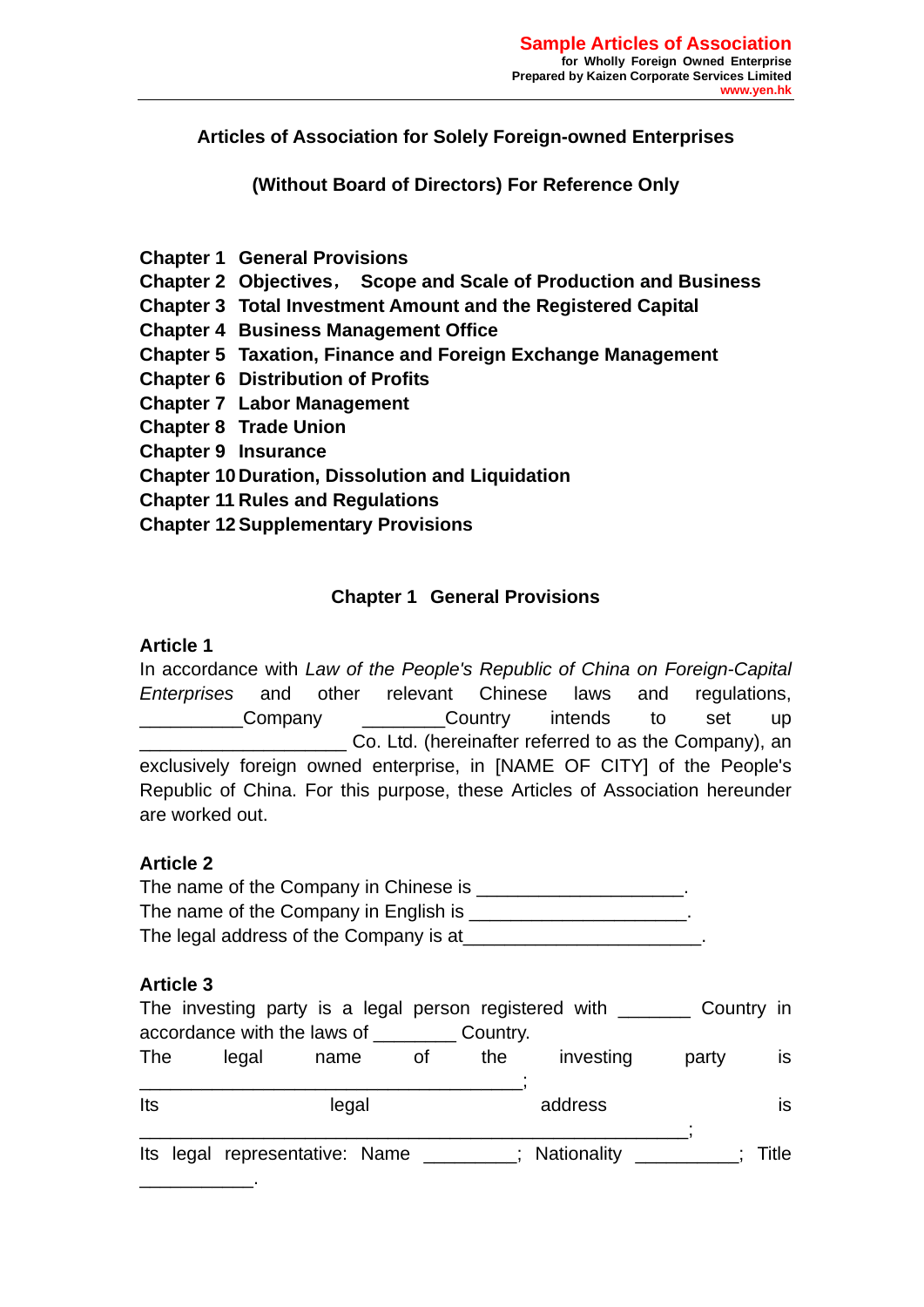# Articles of Association for Solely Foreign-owned Enterprises

## (Without Board of Directors) For Reference Only

**Chapter 1 General Provisions**
**Chapter 2 Objectives， Scope and Scale of Production and Business**
**Chapter 3 Total Investment Amount and the Registered Capital**
**Chapter 4 Business Management Office**
**Chapter 5 Taxation, Finance and Foreign Exchange Management**
**Chapter 6 Distribution of Profits**
**Chapter 7 Labor Management**
**Chapter 8 Trade Union**
**Chapter 9 Insurance**
**Chapter 10 Duration, Dissolution and Liquidation**
**Chapter 11 Rules and Regulations**
**Chapter 12 Supplementary Provisions**

## Chapter 1 General Provisions

### Article 1

In accordance with *Law of the People's Republic of China on Foreign-Capital Enterprises* and other relevant Chinese laws and regulations, __________Company ________Country intends to set up ____________________ Co. Ltd. (hereinafter referred to as the Company), an exclusively foreign owned enterprise, in [NAME OF CITY] of the People's Republic of China. For this purpose, these Articles of Association hereunder are worked out.

### Article 2

The name of the Company in Chinese is ____________________.
The name of the Company in English is _____________________.
The legal address of the Company is at_______________________.

### Article 3

The investing party is a legal person registered with _______ Country in accordance with the laws of ________ Country.
The legal name of the investing party is _____________________________________;
Its legal address is _____________________________________________________;
Its legal representative: Name _________; Nationality __________; Title ___________.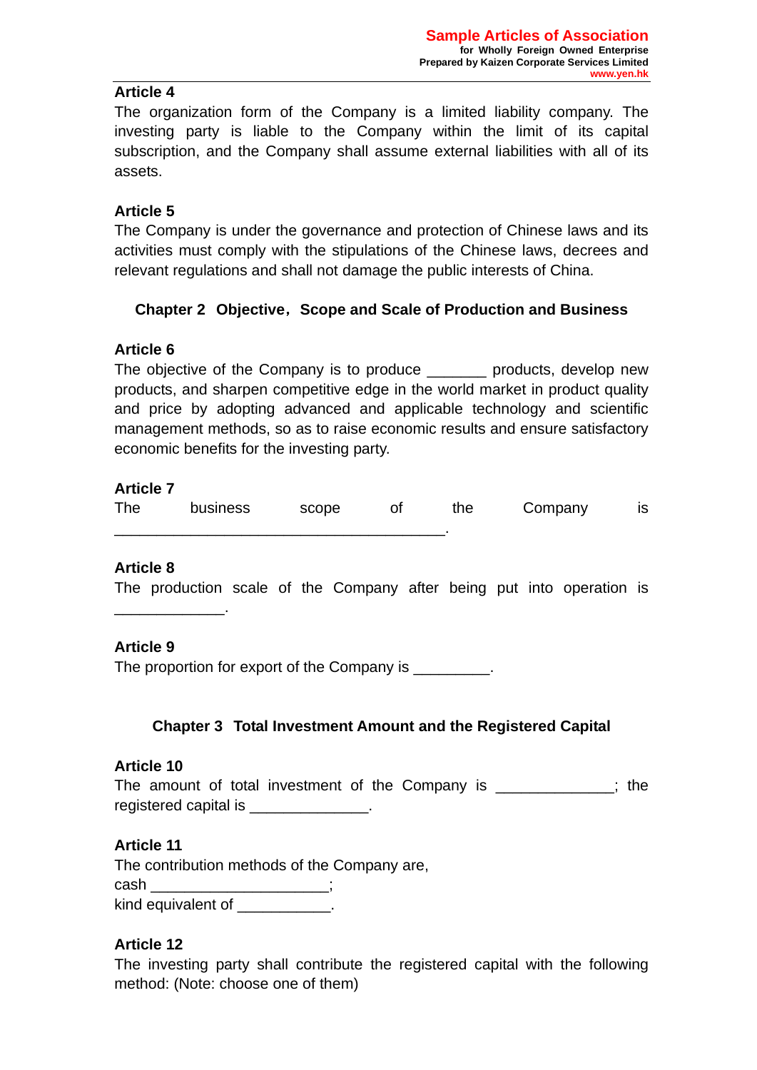**Article 4**
The organization form of the Company is a limited liability company. The investing party is liable to the Company within the limit of its capital subscription, and the Company shall assume external liabilities with all of its assets.

**Article 5**
The Company is under the governance and protection of Chinese laws and its activities must comply with the stipulations of the Chinese laws, decrees and relevant regulations and shall not damage the public interests of China.

## Chapter 2 Objective，Scope and Scale of Production and Business

**Article 6**
The objective of the Company is to produce _______ products, develop new products, and sharpen competitive edge in the world market in product quality and price by adopting advanced and applicable technology and scientific management methods, so as to raise economic results and ensure satisfactory economic benefits for the investing party.

**Article 7**
The business scope of the Company is ________________________________________.

**Article 8**
The production scale of the Company after being put into operation is _____________.

**Article 9**
The proportion for export of the Company is _________.

## Chapter 3 Total Investment Amount and the Registered Capital

**Article 10**
The amount of total investment of the Company is ______________; the registered capital is ______________.

**Article 11**
The contribution methods of the Company are,
cash _____________________;
kind equivalent of ___________.

**Article 12**
The investing party shall contribute the registered capital with the following method: (Note: choose one of them)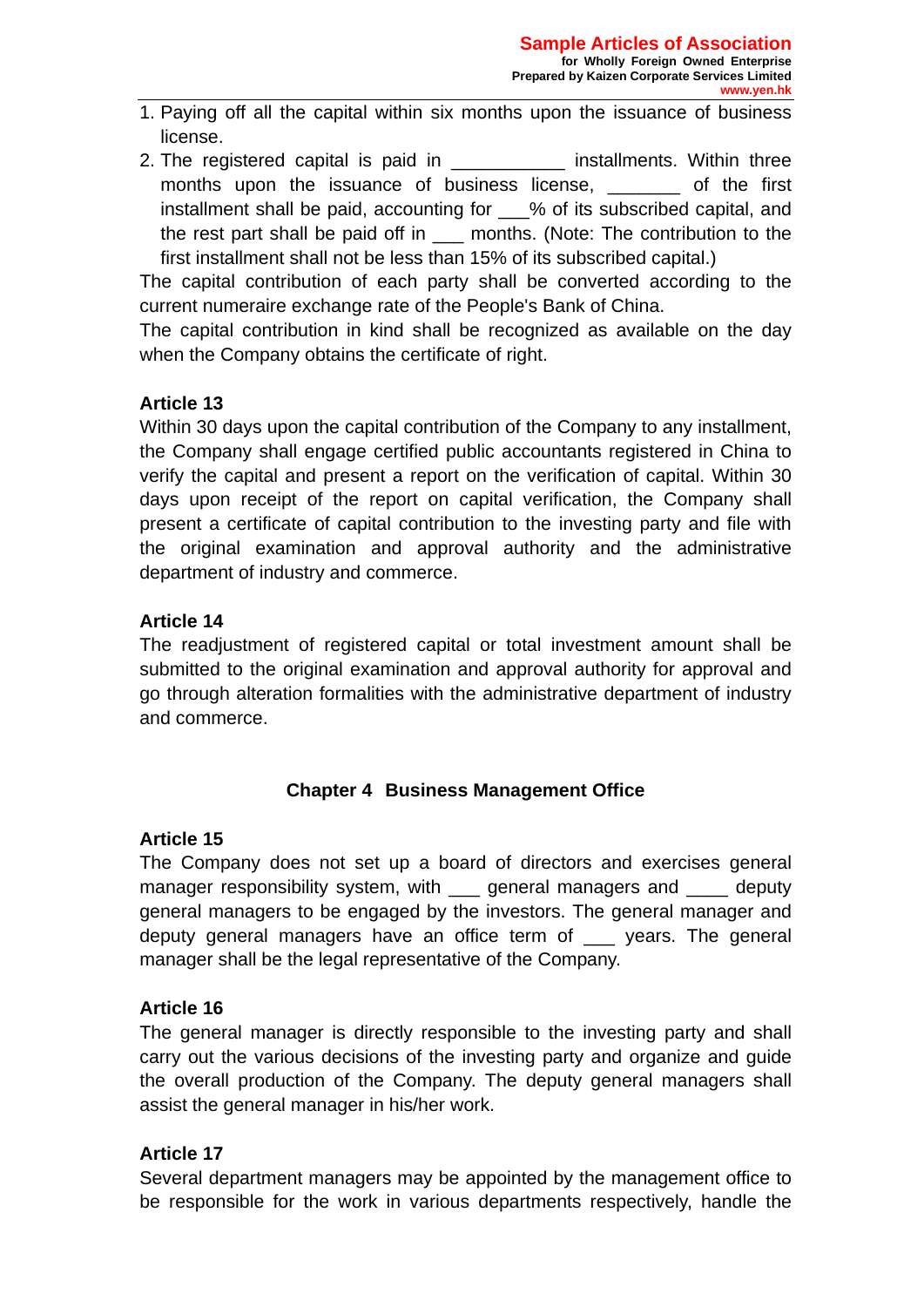1. Paying off all the capital within six months upon the issuance of business license.
2. The registered capital is paid in ___________ installments. Within three months upon the issuance of business license, _______ of the first installment shall be paid, accounting for ___% of its subscribed capital, and the rest part shall be paid off in ___ months. (Note: The contribution to the first installment shall not be less than 15% of its subscribed capital.)

The capital contribution of each party shall be converted according to the current numeraire exchange rate of the People's Bank of China.

The capital contribution in kind shall be recognized as available on the day when the Company obtains the certificate of right.

**Article 13**

Within 30 days upon the capital contribution of the Company to any installment, the Company shall engage certified public accountants registered in China to verify the capital and present a report on the verification of capital. Within 30 days upon receipt of the report on capital verification, the Company shall present a certificate of capital contribution to the investing party and file with the original examination and approval authority and the administrative department of industry and commerce.

**Article 14**

The readjustment of registered capital or total investment amount shall be submitted to the original examination and approval authority for approval and go through alteration formalities with the administrative department of industry and commerce.

## Chapter 4 Business Management Office

**Article 15**

The Company does not set up a board of directors and exercises general manager responsibility system, with ___ general managers and ____ deputy general managers to be engaged by the investors. The general manager and deputy general managers have an office term of ___ years. The general manager shall be the legal representative of the Company.

**Article 16**

The general manager is directly responsible to the investing party and shall carry out the various decisions of the investing party and organize and guide the overall production of the Company. The deputy general managers shall assist the general manager in his/her work.

**Article 17**

Several department managers may be appointed by the management office to be responsible for the work in various departments respectively, handle the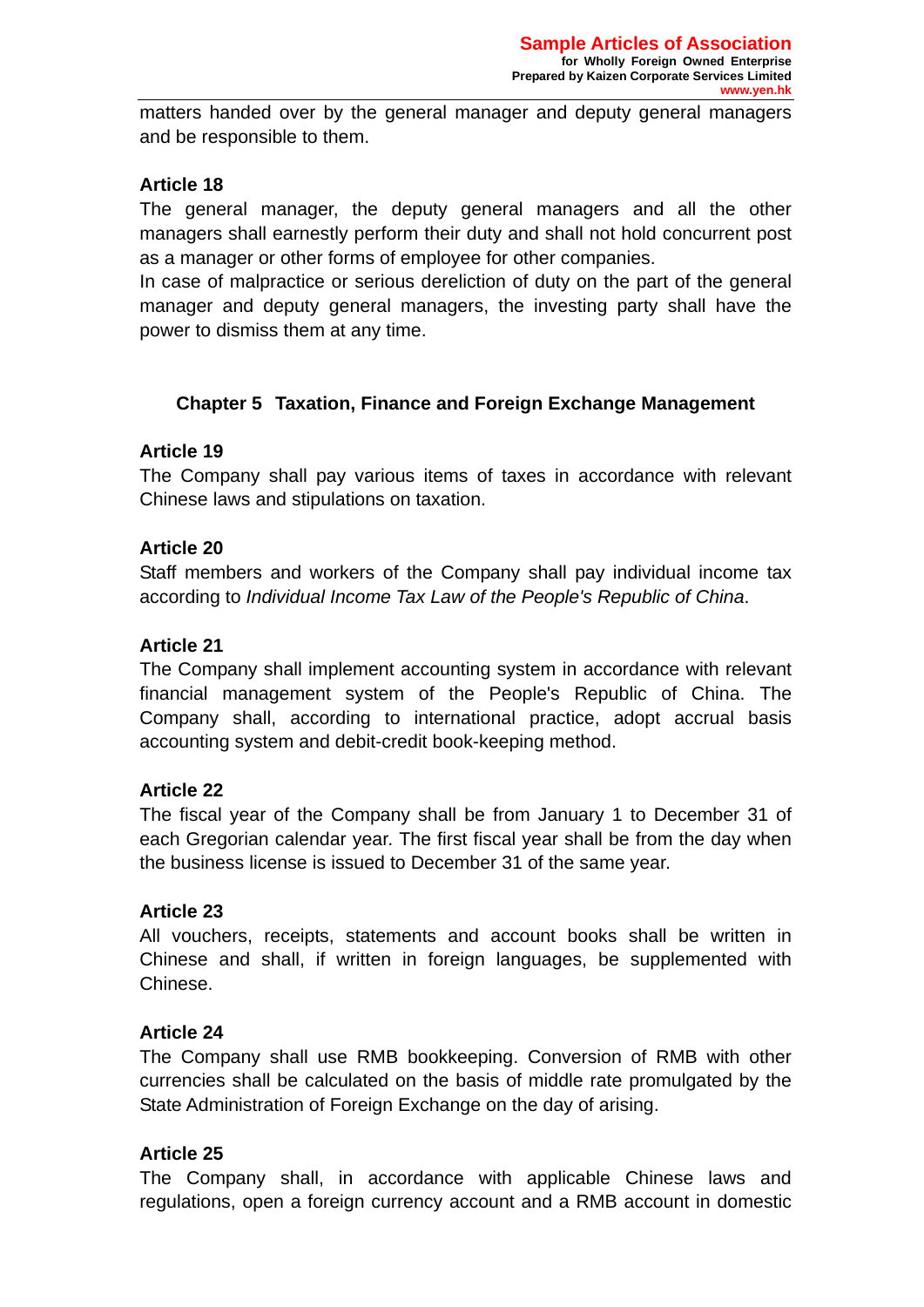matters handed over by the general manager and deputy general managers and be responsible to them.

**Article 18**

The general manager, the deputy general managers and all the other managers shall earnestly perform their duty and shall not hold concurrent post as a manager or other forms of employee for other companies.

In case of malpractice or serious dereliction of duty on the part of the general manager and deputy general managers, the investing party shall have the power to dismiss them at any time.

## Chapter 5 Taxation, Finance and Foreign Exchange Management

**Article 19**

The Company shall pay various items of taxes in accordance with relevant Chinese laws and stipulations on taxation.

**Article 20**

Staff members and workers of the Company shall pay individual income tax according to *Individual Income Tax Law of the People's Republic of China*.

**Article 21**

The Company shall implement accounting system in accordance with relevant financial management system of the People's Republic of China. The Company shall, according to international practice, adopt accrual basis accounting system and debit-credit book-keeping method.

**Article 22**

The fiscal year of the Company shall be from January 1 to December 31 of each Gregorian calendar year. The first fiscal year shall be from the day when the business license is issued to December 31 of the same year.

**Article 23**

All vouchers, receipts, statements and account books shall be written in Chinese and shall, if written in foreign languages, be supplemented with Chinese.

**Article 24**

The Company shall use RMB bookkeeping. Conversion of RMB with other currencies shall be calculated on the basis of middle rate promulgated by the State Administration of Foreign Exchange on the day of arising.

**Article 25**

The Company shall, in accordance with applicable Chinese laws and regulations, open a foreign currency account and a RMB account in domestic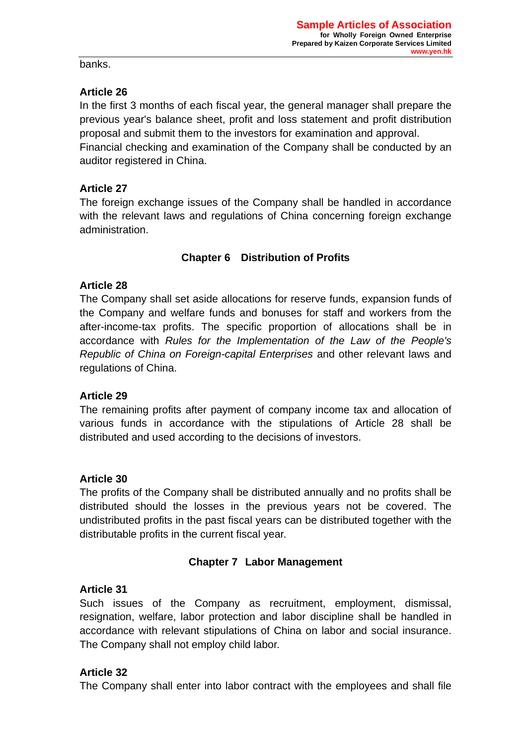banks.

**Article 26**

In the first 3 months of each fiscal year, the general manager shall prepare the previous year's balance sheet, profit and loss statement and profit distribution proposal and submit them to the investors for examination and approval.

Financial checking and examination of the Company shall be conducted by an auditor registered in China.

**Article 27**

The foreign exchange issues of the Company shall be handled in accordance with the relevant laws and regulations of China concerning foreign exchange administration.

## Chapter 6 Distribution of Profits

**Article 28**

The Company shall set aside allocations for reserve funds, expansion funds of the Company and welfare funds and bonuses for staff and workers from the after-income-tax profits. The specific proportion of allocations shall be in accordance with *Rules for the Implementation of the Law of the People's Republic of China on Foreign-capital Enterprises* and other relevant laws and regulations of China.

**Article 29**

The remaining profits after payment of company income tax and allocation of various funds in accordance with the stipulations of Article 28 shall be distributed and used according to the decisions of investors.

**Article 30**

The profits of the Company shall be distributed annually and no profits shall be distributed should the losses in the previous years not be covered. The undistributed profits in the past fiscal years can be distributed together with the distributable profits in the current fiscal year.

## Chapter 7 Labor Management

**Article 31**

Such issues of the Company as recruitment, employment, dismissal, resignation, welfare, labor protection and labor discipline shall be handled in accordance with relevant stipulations of China on labor and social insurance. The Company shall not employ child labor.

**Article 32**

The Company shall enter into labor contract with the employees and shall file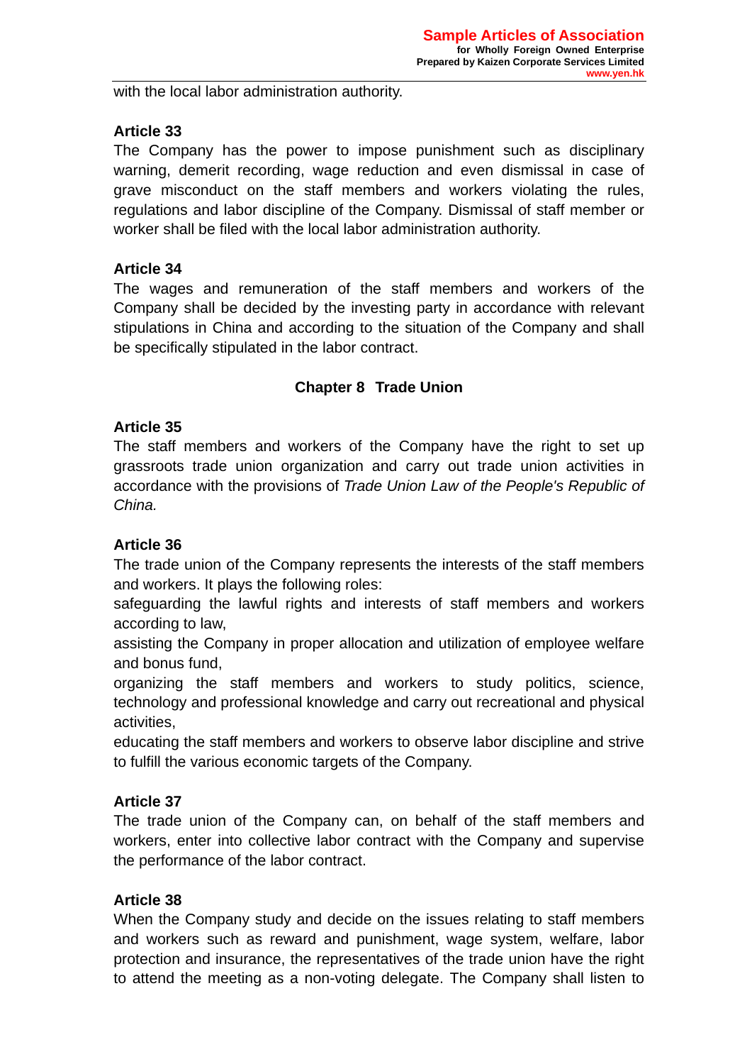with the local labor administration authority.

**Article 33**

The Company has the power to impose punishment such as disciplinary warning, demerit recording, wage reduction and even dismissal in case of grave misconduct on the staff members and workers violating the rules, regulations and labor discipline of the Company. Dismissal of staff member or worker shall be filed with the local labor administration authority.

**Article 34**

The wages and remuneration of the staff members and workers of the Company shall be decided by the investing party in accordance with relevant stipulations in China and according to the situation of the Company and shall be specifically stipulated in the labor contract.

## Chapter 8 Trade Union

**Article 35**

The staff members and workers of the Company have the right to set up grassroots trade union organization and carry out trade union activities in accordance with the provisions of *Trade Union Law of the People's Republic of China.*

**Article 36**

The trade union of the Company represents the interests of the staff members and workers. It plays the following roles:

safeguarding the lawful rights and interests of staff members and workers according to law,

assisting the Company in proper allocation and utilization of employee welfare and bonus fund,

organizing the staff members and workers to study politics, science, technology and professional knowledge and carry out recreational and physical activities,

educating the staff members and workers to observe labor discipline and strive to fulfill the various economic targets of the Company.

**Article 37**

The trade union of the Company can, on behalf of the staff members and workers, enter into collective labor contract with the Company and supervise the performance of the labor contract.

**Article 38**

When the Company study and decide on the issues relating to staff members and workers such as reward and punishment, wage system, welfare, labor protection and insurance, the representatives of the trade union have the right to attend the meeting as a non-voting delegate. The Company shall listen to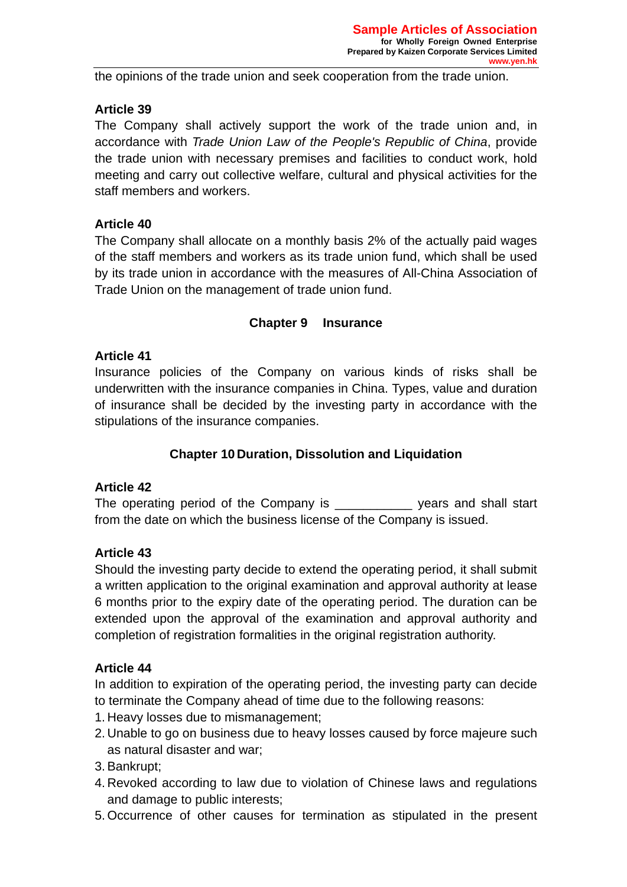the opinions of the trade union and seek cooperation from the trade union.

**Article 39**

The Company shall actively support the work of the trade union and, in accordance with *Trade Union Law of the People's Republic of China*, provide the trade union with necessary premises and facilities to conduct work, hold meeting and carry out collective welfare, cultural and physical activities for the staff members and workers.

**Article 40**

The Company shall allocate on a monthly basis 2% of the actually paid wages of the staff members and workers as its trade union fund, which shall be used by its trade union in accordance with the measures of All-China Association of Trade Union on the management of trade union fund.

## Chapter 9 Insurance

**Article 41**

Insurance policies of the Company on various kinds of risks shall be underwritten with the insurance companies in China. Types, value and duration of insurance shall be decided by the investing party in accordance with the stipulations of the insurance companies.

## Chapter 10 Duration, Dissolution and Liquidation

**Article 42**

The operating period of the Company is ___________ years and shall start from the date on which the business license of the Company is issued.

**Article 43**

Should the investing party decide to extend the operating period, it shall submit a written application to the original examination and approval authority at lease 6 months prior to the expiry date of the operating period. The duration can be extended upon the approval of the examination and approval authority and completion of registration formalities in the original registration authority.

**Article 44**

In addition to expiration of the operating period, the investing party can decide to terminate the Company ahead of time due to the following reasons:

1. Heavy losses due to mismanagement;
2. Unable to go on business due to heavy losses caused by force majeure such as natural disaster and war;
3. Bankrupt;
4. Revoked according to law due to violation of Chinese laws and regulations and damage to public interests;
5. Occurrence of other causes for termination as stipulated in the present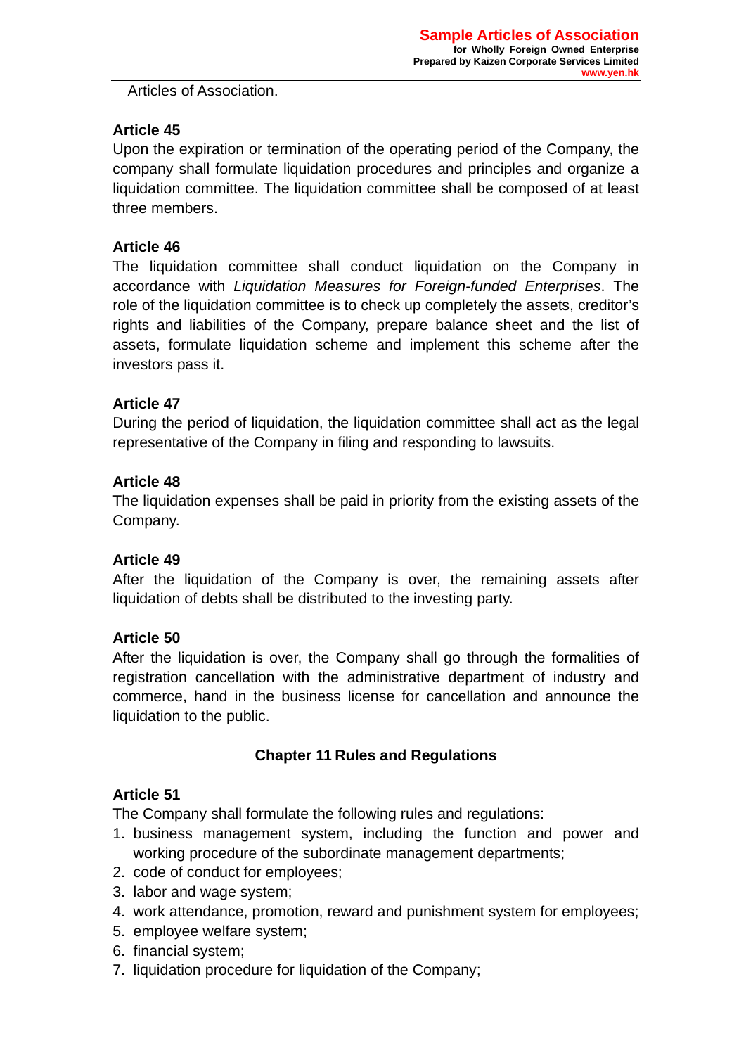Articles of Association.

**Article 45**

Upon the expiration or termination of the operating period of the Company, the company shall formulate liquidation procedures and principles and organize a liquidation committee. The liquidation committee shall be composed of at least three members.

**Article 46**

The liquidation committee shall conduct liquidation on the Company in accordance with *Liquidation Measures for Foreign-funded Enterprises*. The role of the liquidation committee is to check up completely the assets, creditor's rights and liabilities of the Company, prepare balance sheet and the list of assets, formulate liquidation scheme and implement this scheme after the investors pass it.

**Article 47**

During the period of liquidation, the liquidation committee shall act as the legal representative of the Company in filing and responding to lawsuits.

**Article 48**

The liquidation expenses shall be paid in priority from the existing assets of the Company.

**Article 49**

After the liquidation of the Company is over, the remaining assets after liquidation of debts shall be distributed to the investing party.

**Article 50**

After the liquidation is over, the Company shall go through the formalities of registration cancellation with the administrative department of industry and commerce, hand in the business license for cancellation and announce the liquidation to the public.

## Chapter 11 Rules and Regulations

**Article 51**

The Company shall formulate the following rules and regulations:

1. business management system, including the function and power and working procedure of the subordinate management departments;
2. code of conduct for employees;
3. labor and wage system;
4. work attendance, promotion, reward and punishment system for employees;
5. employee welfare system;
6. financial system;
7. liquidation procedure for liquidation of the Company;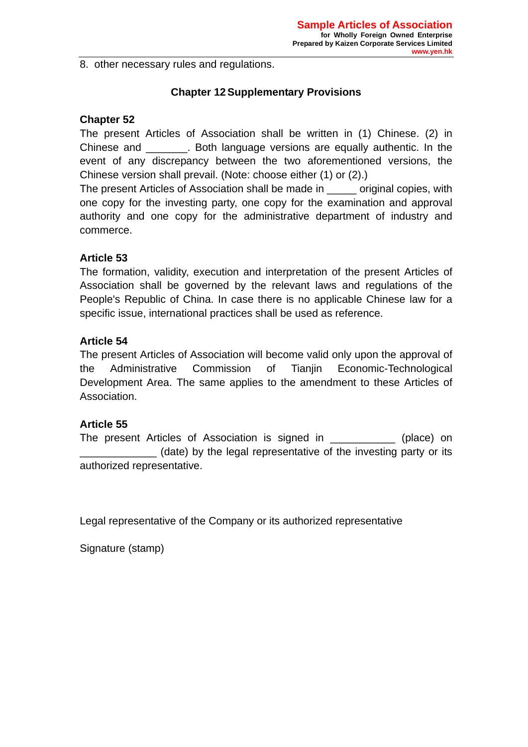8. other necessary rules and regulations.

## Chapter 12 Supplementary Provisions

### Chapter 52

The present Articles of Association shall be written in (1) Chinese. (2) in Chinese and _______. Both language versions are equally authentic. In the event of any discrepancy between the two aforementioned versions, the Chinese version shall prevail. (Note: choose either (1) or (2).)

The present Articles of Association shall be made in _____ original copies, with one copy for the investing party, one copy for the examination and approval authority and one copy for the administrative department of industry and commerce.

### Article 53

The formation, validity, execution and interpretation of the present Articles of Association shall be governed by the relevant laws and regulations of the People's Republic of China. In case there is no applicable Chinese law for a specific issue, international practices shall be used as reference.

### Article 54

The present Articles of Association will become valid only upon the approval of the Administrative Commission of Tianjin Economic-Technological Development Area. The same applies to the amendment to these Articles of Association.

### Article 55

The present Articles of Association is signed in ___________ (place) on _____________ (date) by the legal representative of the investing party or its authorized representative.

Legal representative of the Company or its authorized representative

Signature (stamp)